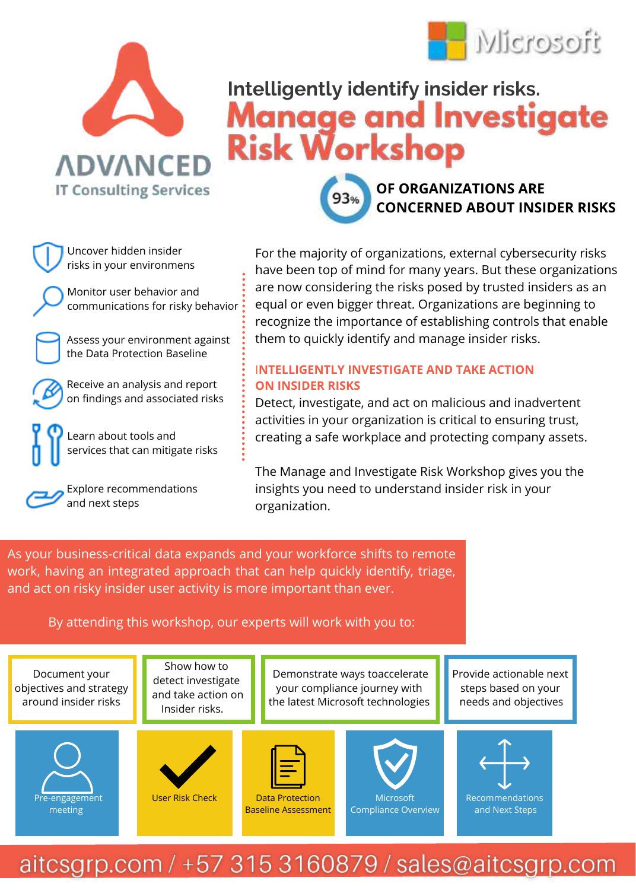Microsoft

ADVANCED
IT Consulting Services

### Intelligently identify insider risks.

# Manage and Investigate Risk Workshop

**93%** **OF ORGANIZATIONS ARE CONCERNED ABOUT INSIDER RISKS**

- Uncover hidden insider risks in your environmens
- Monitor user behavior and communications for risky behavior
- Assess your environment against the Data Protection Baseline
- Receive an analysis and report on findings and associated risks
- Learn about tools and services that can mitigate risks
- Explore recommendations and next steps

For the majority of organizations, external cybersecurity risks have been top of mind for many years. But these organizations are now considering the risks posed by trusted insiders as an equal or even bigger threat. Organizations are beginning to recognize the importance of establishing controls that enable them to quickly identify and manage insider risks.

## INTELLIGENTLY INVESTIGATE AND TAKE ACTION ON INSIDER RISKS

Detect, investigate, and act on malicious and inadvertent activities in your organization is critical to ensuring trust, creating a safe workplace and protecting company assets.

The Manage and Investigate Risk Workshop gives you the insights you need to understand insider risk in your organization.

As your business-critical data expands and your workforce shifts to remote work, having an integrated approach that can help quickly identify, triage, and act on risky insider user activity is more important than ever.

By attending this workshop, our experts will work with you to:

- Document your objectives and strategy around insider risks
- Show how to detect investigate and take action on Insider risks.
- Demonstrate ways toaccelerate your compliance journey with the latest Microsoft technologies
- Provide actionable next steps based on your needs and objectives

Pre-engagement meeting → User Risk Check → Data Protection Baseline Assessment → Microsoft Compliance Overview → Recommendations and Next Steps

aitcsgrp.com / +57 315 3160879 / sales@aitcsgrp.com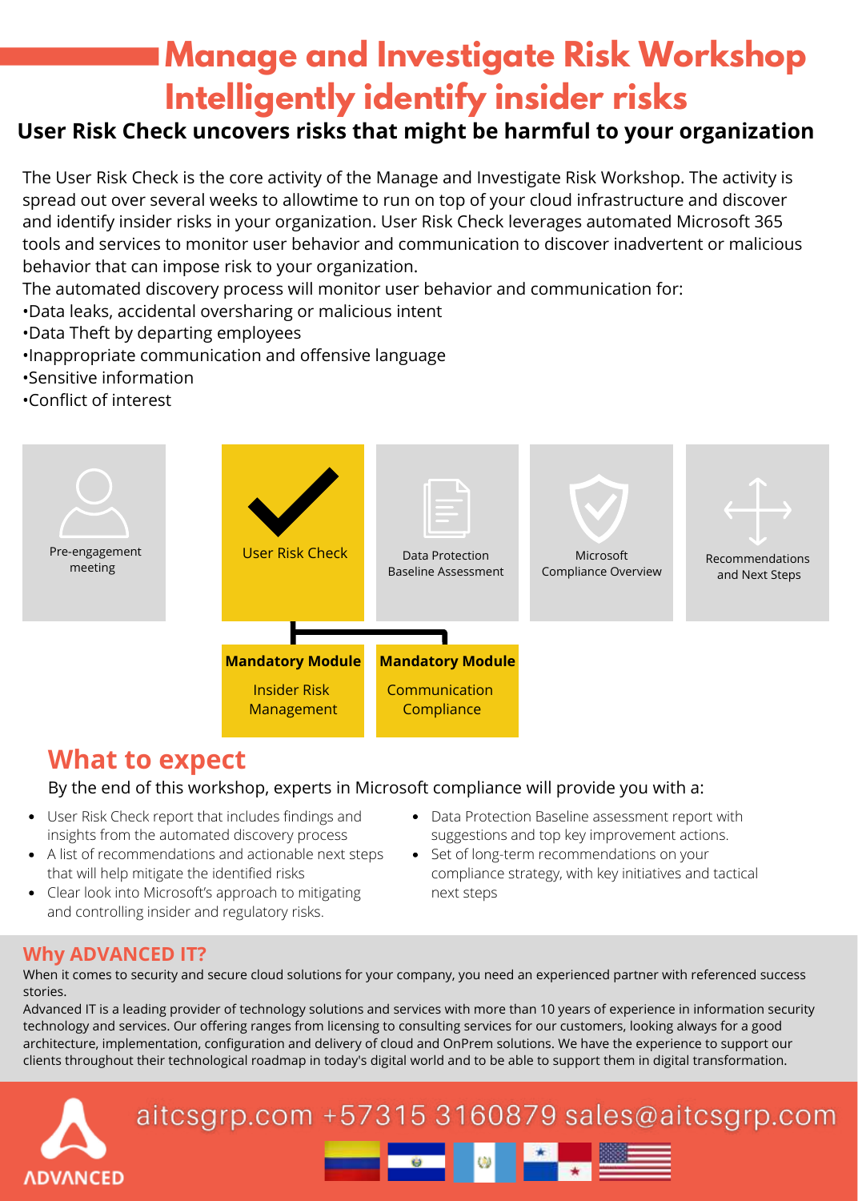# Manage and Investigate Risk Workshop
# Intelligently identify insider risks

## User Risk Check uncovers risks that might be harmful to your organization

The User Risk Check is the core activity of the Manage and Investigate Risk Workshop. The activity is spread out over several weeks to allowtime to run on top of your cloud infrastructure and discover and identify insider risks in your organization. User Risk Check leverages automated Microsoft 365 tools and services to monitor user behavior and communication to discover inadvertent or malicious behavior that can impose risk to your organization.

The automated discovery process will monitor user behavior and communication for:

- Data leaks, accidental oversharing or malicious intent
- Data Theft by departing employees
- Inappropriate communication and offensive language
- Sensitive information
- Conflict of interest

Pre-engagement meeting

User Risk Check

Data Protection Baseline Assessment

Microsoft Compliance Overview

Recommendations and Next Steps

**Mandatory Module**
Insider Risk Management

**Mandatory Module**
Communication Compliance

## What to expect

By the end of this workshop, experts in Microsoft compliance will provide you with a:

- User Risk Check report that includes findings and insights from the automated discovery process
- A list of recommendations and actionable next steps that will help mitigate the identified risks
- Clear look into Microsoft's approach to mitigating and controlling insider and regulatory risks.
- Data Protection Baseline assessment report with suggestions and top key improvement actions.
- Set of long-term recommendations on your compliance strategy, with key initiatives and tactical next steps

## Why ADVANCED IT?

When it comes to security and secure cloud solutions for your company, you need an experienced partner with referenced success stories.

Advanced IT is a leading provider of technology solutions and services with more than 10 years of experience in information security technology and services. Our offering ranges from licensing to consulting services for our customers, looking always for a good architecture, implementation, configuration and delivery of cloud and OnPrem solutions. We have the experience to support our clients throughout their technological roadmap in today's digital world and to be able to support them in digital transformation.

ADVANCED

aitcsgrp.com +57315 3160879 sales@aitcsgrp.com